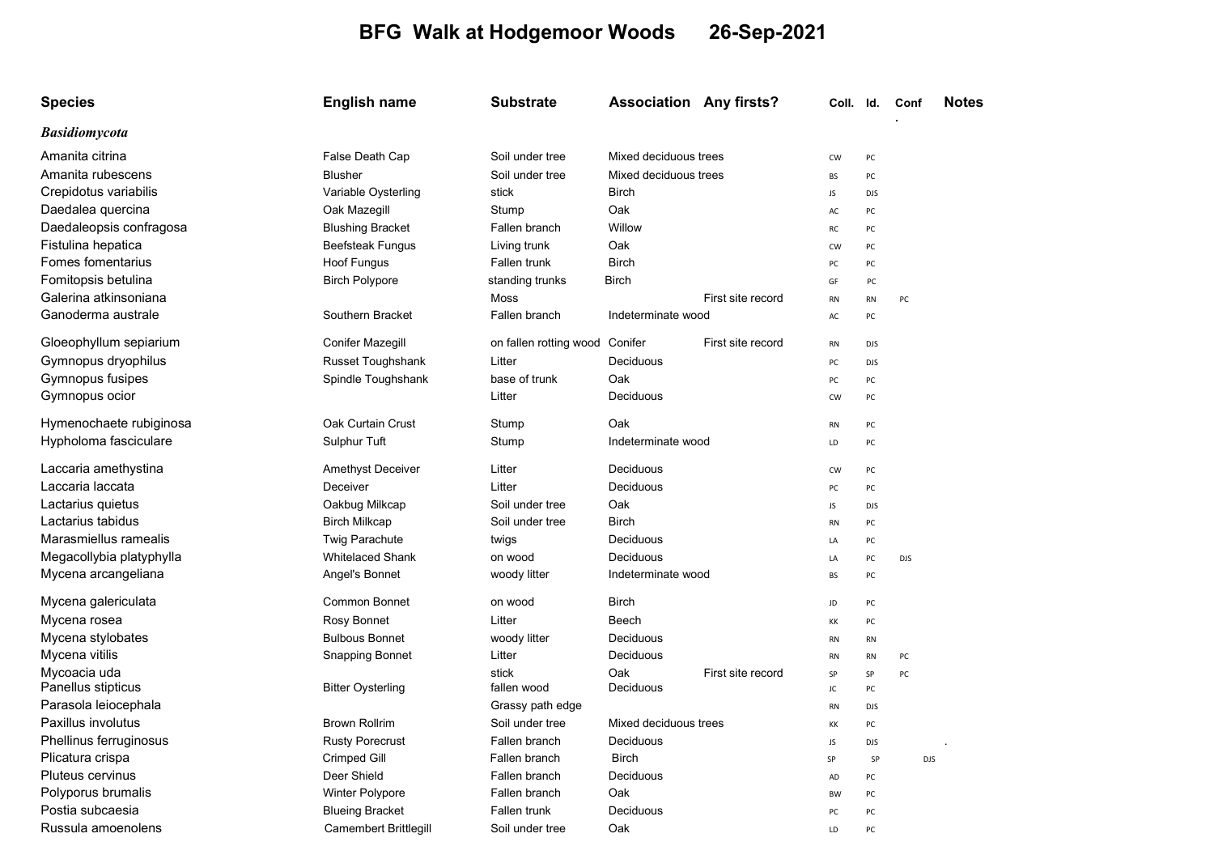# BFG Walk at Hodgemoor Woods 26-Sep-2021

| Species | English name | Substrate | Association | Any firsts? | Coll. | Id. | Conf. | Notes |
|---|---|---|---|---|---|---|---|---|
| ***Basidiomycota*** | | | | | | | | |
| Amanita citrina | False Death Cap | Soil under tree | Mixed deciduous trees | | CW | PC | | |
| Amanita rubescens | Blusher | Soil under tree | Mixed deciduous trees | | BS | PC | | |
| Crepidotus variabilis | Variable Oysterling | stick | Birch | | JS | DJS | | |
| Daedalea quercina | Oak Mazegill | Stump | Oak | | AC | PC | | |
| Daedaleopsis confragosa | Blushing Bracket | Fallen branch | Willow | | RC | PC | | |
| Fistulina hepatica | Beefsteak Fungus | Living trunk | Oak | | CW | PC | | |
| Fomes fomentarius | Hoof Fungus | Fallen trunk | Birch | | PC | PC | | |
| Fomitopsis betulina | Birch Polypore | standing trunks | Birch | | GF | PC | | |
| Galerina atkinsoniana | | Moss | | First site record | RN | RN | PC | |
| Ganoderma australe | Southern Bracket | Fallen branch | Indeterminate wood | | AC | PC | | |
| Gloeophyllum sepiarium | Conifer Mazegill | on fallen rotting wood | Conifer | First site record | RN | DJS | | |
| Gymnopus dryophilus | Russet Toughshank | Litter | Deciduous | | PC | DJS | | |
| Gymnopus fusipes | Spindle Toughshank | base of trunk | Oak | | PC | PC | | |
| Gymnopus ocior | | Litter | Deciduous | | CW | PC | | |
| Hymenochaete rubiginosa | Oak Curtain Crust | Stump | Oak | | RN | PC | | |
| Hypholoma fasciculare | Sulphur Tuft | Stump | Indeterminate wood | | LD | PC | | |
| Laccaria amethystina | Amethyst Deceiver | Litter | Deciduous | | CW | PC | | |
| Laccaria laccata | Deceiver | Litter | Deciduous | | PC | PC | | |
| Lactarius quietus | Oakbug Milkcap | Soil under tree | Oak | | JS | DJS | | |
| Lactarius tabidus | Birch Milkcap | Soil under tree | Birch | | RN | PC | | |
| Marasmiellus ramealis | Twig Parachute | twigs | Deciduous | | LA | PC | | |
| Megacollybia platyphylla | Whitelaced Shank | on wood | Deciduous | | LA | PC | DJS | |
| Mycena arcangeliana | Angel's Bonnet | woody litter | Indeterminate wood | | BS | PC | | |
| Mycena galericulata | Common Bonnet | on wood | Birch | | JD | PC | | |
| Mycena rosea | Rosy Bonnet | Litter | Beech | | KK | PC | | |
| Mycena stylobates | Bulbous Bonnet | woody litter | Deciduous | | RN | RN | | |
| Mycena vitilis | Snapping Bonnet | Litter | Deciduous | | RN | RN | PC | |
| Mycoacia uda | | stick | Oak | First site record | SP | SP | PC | |
| Panellus stipticus | Bitter Oysterling | fallen wood | Deciduous | | JC | PC | | |
| Parasola leiocephala | | Grassy path edge | | | RN | DJS | | |
| Paxillus involutus | Brown Rollrim | Soil under tree | Mixed deciduous trees | | KK | PC | | |
| Phellinus ferruginosus | Rusty Porecrust | Fallen branch | Deciduous | | JS | DJS | | . |
| Plicatura crispa | Crimped Gill | Fallen branch | Birch | | SP | SP | DJS | |
| Pluteus cervinus | Deer Shield | Fallen branch | Deciduous | | AD | PC | | |
| Polyporus brumalis | Winter Polypore | Fallen branch | Oak | | BW | PC | | |
| Postia subcaesia | Blueing Bracket | Fallen trunk | Deciduous | | PC | PC | | |
| Russula amoenolens | Camembert Brittlegill | Soil under tree | Oak | | LD | PC | | |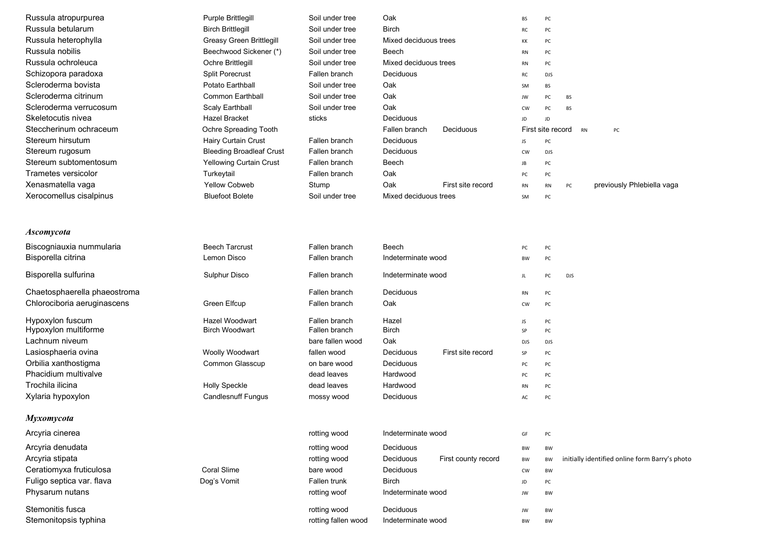| | | | | | | | | |
|---|---|---|---|---|---|---|---|---|
| Russula atropurpurea | Purple Brittlegill | Soil under tree | Oak | | BS | PC | | |
| Russula betularum | Birch Brittlegill | Soil under tree | Birch | | RC | PC | | |
| Russula heterophylla | Greasy Green Brittlegill | Soil under tree | Mixed deciduous trees | | KK | PC | | |
| Russula nobilis | Beechwood Sickener (*) | Soil under tree | Beech | | RN | PC | | |
| Russula ochroleuca | Ochre Brittlegill | Soil under tree | Mixed deciduous trees | | RN | PC | | |
| Schizopora paradoxa | Split Porecrust | Fallen branch | Deciduous | | RC | DJS | | |
| Scleroderma bovista | Potato Earthball | Soil under tree | Oak | | SM | BS | | |
| Scleroderma citrinum | Common Earthball | Soil under tree | Oak | | JW | PC | BS | |
| Scleroderma verrucosum | Scaly Earthball | Soil under tree | Oak | | CW | PC | BS | |
| Skeletocutis nivea | Hazel Bracket | sticks | Deciduous | | JD | JD | | |
| Steccherinum ochraceum | Ochre Spreading Tooth | | Fallen branch | Deciduous | First site record | RN | PC | |
| Stereum hirsutum | Hairy Curtain Crust | Fallen branch | Deciduous | | JS | PC | | |
| Stereum rugosum | Bleeding Broadleaf Crust | Fallen branch | Deciduous | | CW | DJS | | |
| Stereum subtomentosum | Yellowing Curtain Crust | Fallen branch | Beech | | JB | PC | | |
| Trametes versicolor | Turkeytail | Fallen branch | Oak | | PC | PC | | |
| Xenasmatella vaga | Yellow Cobweb | Stump | Oak | First site record | RN | RN | PC | previously Phlebiella vaga |
| Xerocomellus cisalpinus | Bluefoot Bolete | Soil under tree | Mixed deciduous trees | | SM | PC | | |

### *Ascomycota*

| | | | | | | | | |
|---|---|---|---|---|---|---|---|---|
| Biscogniauxia nummularia | Beech Tarcrust | Fallen branch | Beech | | PC | PC | | |
| Bisporella citrina | Lemon Disco | Fallen branch | Indeterminate wood | | BW | PC | | |
| Bisporella sulfurina | Sulphur Disco | Fallen branch | Indeterminate wood | | JL | PC | DJS | |
| Chaetosphaerella phaeostroma | | Fallen branch | Deciduous | | RN | PC | | |
| Chlorociboria aeruginascens | Green Elfcup | Fallen branch | Oak | | CW | PC | | |
| Hypoxylon fuscum | Hazel Woodwart | Fallen branch | Hazel | | JS | PC | | |
| Hypoxylon multiforme | Birch Woodwart | Fallen branch | Birch | | SP | PC | | |
| Lachnum niveum | | bare fallen wood | Oak | | DJS | DJS | | |
| Lasiosphaeria ovina | Woolly Woodwart | fallen wood | Deciduous | First site record | SP | PC | | |
| Orbilia xanthostigma | Common Glasscup | on bare wood | Deciduous | | PC | PC | | |
| Phacidium multivalve | | dead leaves | Hardwood | | PC | PC | | |
| Trochila ilicina | Holly Speckle | dead leaves | Hardwood | | RN | PC | | |
| Xylaria hypoxylon | Candlesnuff Fungus | mossy wood | Deciduous | | AC | PC | | |

### *Myxomycota*

| | | | | | | | | |
|---|---|---|---|---|---|---|---|---|
| Arcyria cinerea | | rotting wood | Indeterminate wood | | GF | PC | | |
| Arcyria denudata | | rotting wood | Deciduous | | BW | BW | | |
| Arcyria stipata | | rotting wood | Deciduous | First county record | BW | BW | | initially identified online form Barry's photo |
| Ceratiomyxa fruticulosa | Coral Slime | bare wood | Deciduous | | CW | BW | | |
| Fuligo septica var. flava | Dog's Vomit | Fallen trunk | Birch | | JD | PC | | |
| Physarum nutans | | rotting woof | Indeterminate wood | | JW | BW | | |
| Stemonitis fusca | | rotting wood | Deciduous | | JW | BW | | |
| Stemonitopsis typhina | | rotting fallen wood | Indeterminate wood | | BW | BW | | |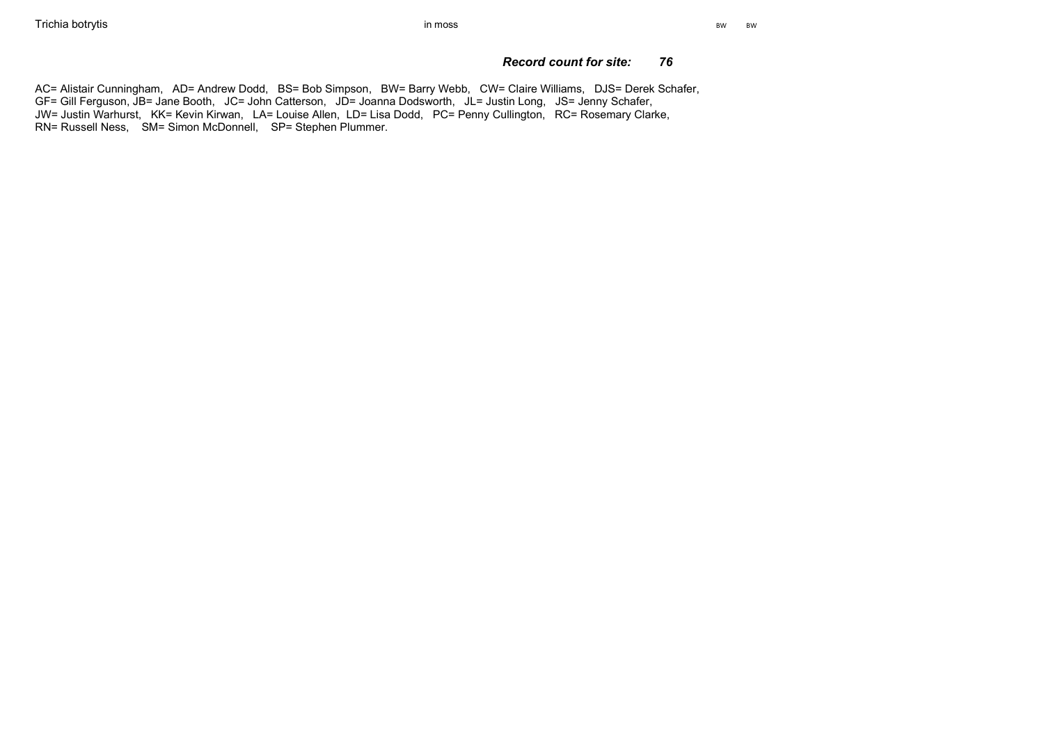| | | | |
|---|---|---|---|
| Trichia botrytis | in moss | BW | BW |

***Record count for site: 76***

AC= Alistair Cunningham, AD= Andrew Dodd, BS= Bob Simpson, BW= Barry Webb, CW= Claire Williams, DJS= Derek Schafer, GF= Gill Ferguson, JB= Jane Booth, JC= John Catterson, JD= Joanna Dodsworth, JL= Justin Long, JS= Jenny Schafer, JW= Justin Warhurst, KK= Kevin Kirwan, LA= Louise Allen, LD= Lisa Dodd, PC= Penny Cullington, RC= Rosemary Clarke, RN= Russell Ness, SM= Simon McDonnell, SP= Stephen Plummer.